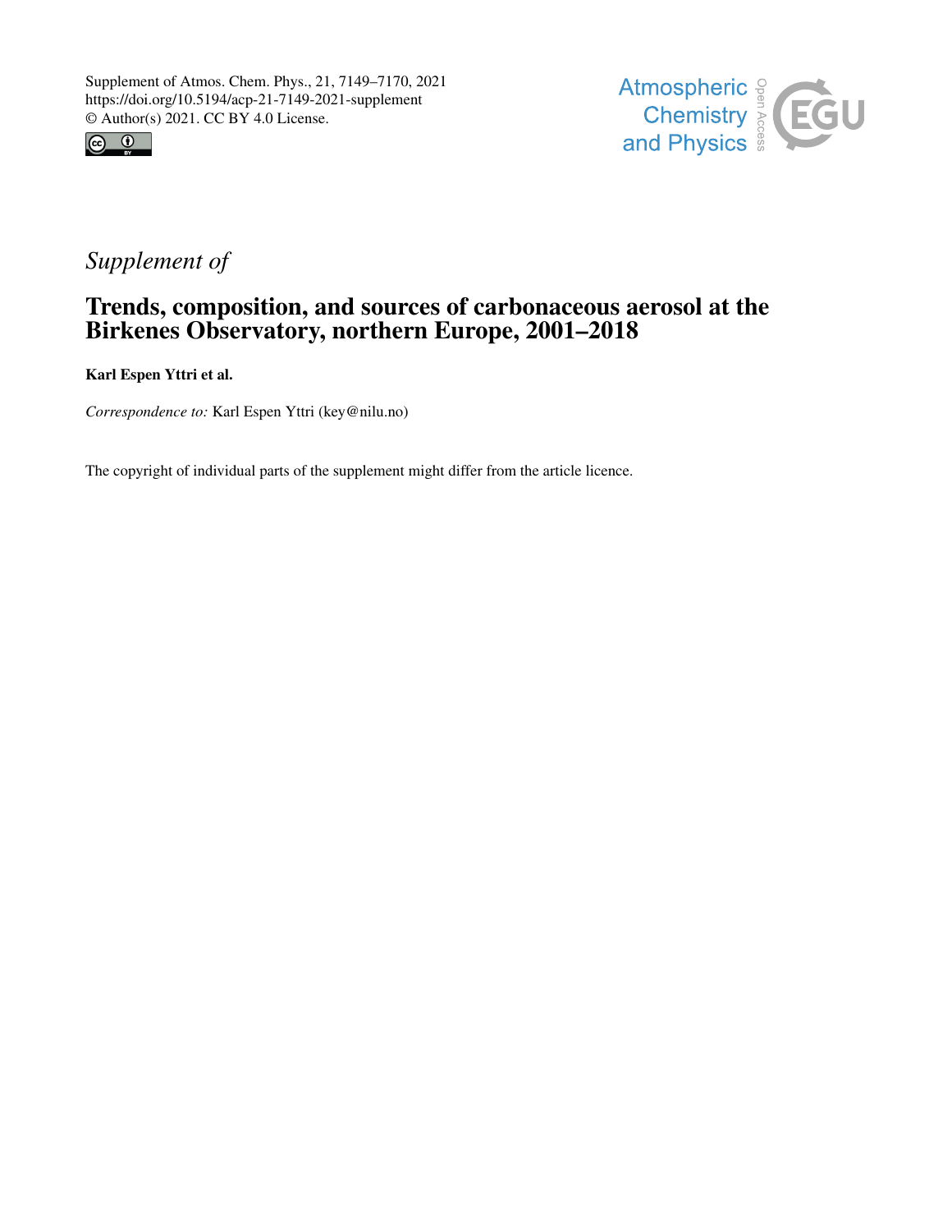Supplement of Atmos. Chem. Phys., 21, 7149–7170, 2021
https://doi.org/10.5194/acp-21-7149-2021-supplement
© Author(s) 2021. CC BY 4.0 License.

*Supplement of*

# Trends, composition, and sources of carbonaceous aerosol at the Birkenes Observatory, northern Europe, 2001–2018

**Karl Espen Yttri et al.**

*Correspondence to:* Karl Espen Yttri (key@nilu.no)

The copyright of individual parts of the supplement might differ from the article licence.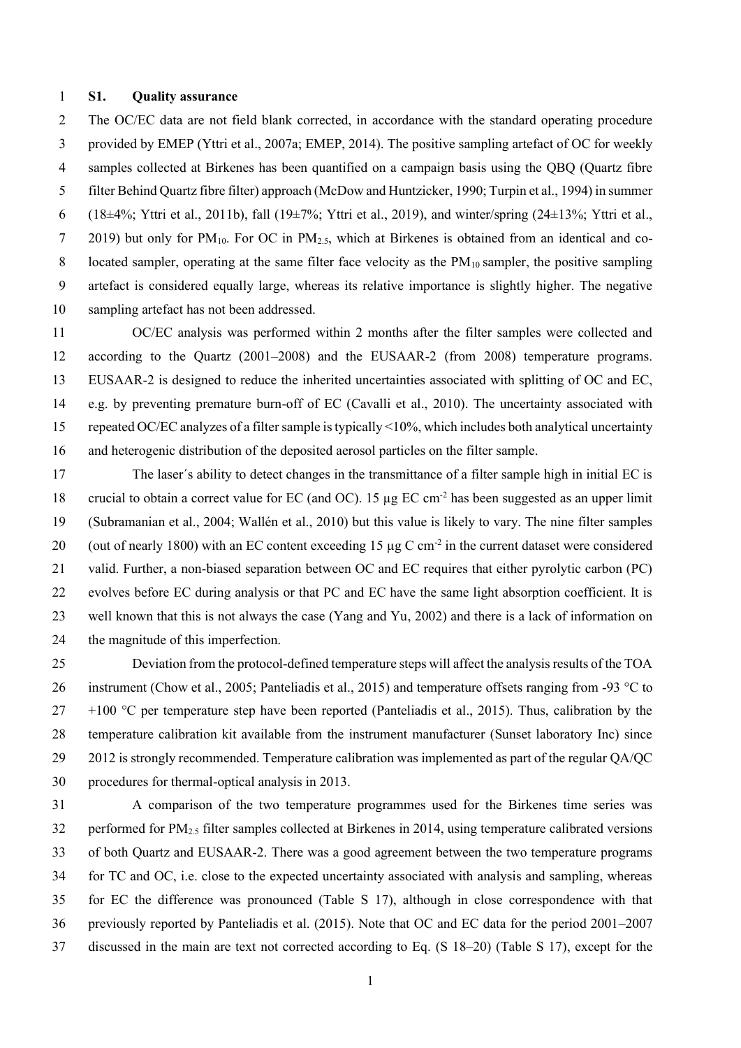## S1. Quality assurance

The OC/EC data are not field blank corrected, in accordance with the standard operating procedure provided by EMEP (Yttri et al., 2007a; EMEP, 2014). The positive sampling artefact of OC for weekly samples collected at Birkenes has been quantified on a campaign basis using the QBQ (Quartz fibre filter Behind Quartz fibre filter) approach (McDow and Huntzicker, 1990; Turpin et al., 1994) in summer (18±4%; Yttri et al., 2011b), fall (19±7%; Yttri et al., 2019), and winter/spring (24±13%; Yttri et al., 2019) but only for $PM_{10}$. For OC in $PM_{2.5}$, which at Birkenes is obtained from an identical and co-located sampler, operating at the same filter face velocity as the $PM_{10}$ sampler, the positive sampling artefact is considered equally large, whereas its relative importance is slightly higher. The negative sampling artefact has not been addressed.

OC/EC analysis was performed within 2 months after the filter samples were collected and according to the Quartz (2001–2008) and the EUSAAR-2 (from 2008) temperature programs. EUSAAR-2 is designed to reduce the inherited uncertainties associated with splitting of OC and EC, e.g. by preventing premature burn-off of EC (Cavalli et al., 2010). The uncertainty associated with repeated OC/EC analyzes of a filter sample is typically <10%, which includes both analytical uncertainty and heterogenic distribution of the deposited aerosol particles on the filter sample.

The laser´s ability to detect changes in the transmittance of a filter sample high in initial EC is crucial to obtain a correct value for EC (and OC). 15 µg EC $cm^{-2}$ has been suggested as an upper limit (Subramanian et al., 2004; Wallén et al., 2010) but this value is likely to vary. The nine filter samples (out of nearly 1800) with an EC content exceeding 15 µg C $cm^{-2}$ in the current dataset were considered valid. Further, a non-biased separation between OC and EC requires that either pyrolytic carbon (PC) evolves before EC during analysis or that PC and EC have the same light absorption coefficient. It is well known that this is not always the case (Yang and Yu, 2002) and there is a lack of information on the magnitude of this imperfection.

Deviation from the protocol-defined temperature steps will affect the analysis results of the TOA instrument (Chow et al., 2005; Panteliadis et al., 2015) and temperature offsets ranging from -93 °C to +100 °C per temperature step have been reported (Panteliadis et al., 2015). Thus, calibration by the temperature calibration kit available from the instrument manufacturer (Sunset laboratory Inc) since 2012 is strongly recommended. Temperature calibration was implemented as part of the regular QA/QC procedures for thermal-optical analysis in 2013.

A comparison of the two temperature programmes used for the Birkenes time series was performed for $PM_{2.5}$ filter samples collected at Birkenes in 2014, using temperature calibrated versions of both Quartz and EUSAAR-2. There was a good agreement between the two temperature programs for TC and OC, i.e. close to the expected uncertainty associated with analysis and sampling, whereas for EC the difference was pronounced (Table S 17), although in close correspondence with that previously reported by Panteliadis et al. (2015). Note that OC and EC data for the period 2001–2007 discussed in the main are text not corrected according to Eq. (S 18–20) (Table S 17), except for the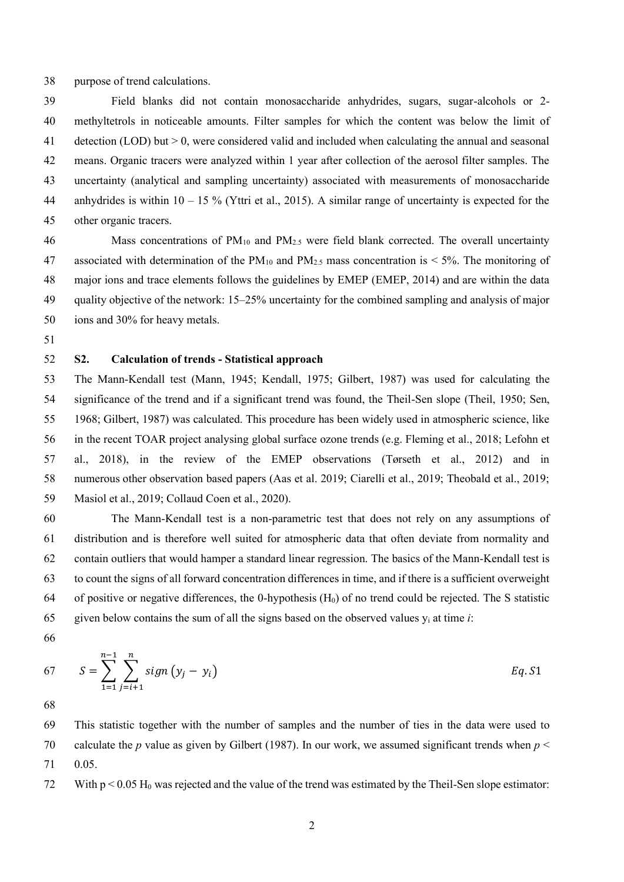purpose of trend calculations.

Field blanks did not contain monosaccharide anhydrides, sugars, sugar-alcohols or 2-methyltetrols in noticeable amounts. Filter samples for which the content was below the limit of detection (LOD) but > 0, were considered valid and included when calculating the annual and seasonal means. Organic tracers were analyzed within 1 year after collection of the aerosol filter samples. The uncertainty (analytical and sampling uncertainty) associated with measurements of monosaccharide anhydrides is within 10 – 15 % (Yttri et al., 2015). A similar range of uncertainty is expected for the other organic tracers.

Mass concentrations of $PM_{10}$ and $PM_{2.5}$ were field blank corrected. The overall uncertainty associated with determination of the $PM_{10}$ and $PM_{2.5}$ mass concentration is < 5%. The monitoring of major ions and trace elements follows the guidelines by EMEP (EMEP, 2014) and are within the data quality objective of the network: 15–25% uncertainty for the combined sampling and analysis of major ions and 30% for heavy metals.

## S2. Calculation of trends - Statistical approach

The Mann-Kendall test (Mann, 1945; Kendall, 1975; Gilbert, 1987) was used for calculating the significance of the trend and if a significant trend was found, the Theil-Sen slope (Theil, 1950; Sen, 1968; Gilbert, 1987) was calculated. This procedure has been widely used in atmospheric science, like in the recent TOAR project analysing global surface ozone trends (e.g. Fleming et al., 2018; Lefohn et al., 2018), in the review of the EMEP observations (Tørseth et al., 2012) and in numerous other observation based papers (Aas et al. 2019; Ciarelli et al., 2019; Theobald et al., 2019; Masiol et al., 2019; Collaud Coen et al., 2020).

The Mann-Kendall test is a non-parametric test that does not rely on any assumptions of distribution and is therefore well suited for atmospheric data that often deviate from normality and contain outliers that would hamper a standard linear regression. The basics of the Mann-Kendall test is to count the signs of all forward concentration differences in time, and if there is a sufficient overweight of positive or negative differences, the 0-hypothesis ($H_0$) of no trend could be rejected. The S statistic given below contains the sum of all the signs based on the observed values $y_i$ at time *i*:

$$S = \sum_{1=1}^{n-1} \sum_{j=i+1}^{n} sign\left(y_j - y_i\right) \qquad Eq.S1$$

This statistic together with the number of samples and the number of ties in the data were used to calculate the *p* value as given by Gilbert (1987). In our work, we assumed significant trends when $p < 0.05$.

With $p < 0.05$ $H_0$ was rejected and the value of the trend was estimated by the Theil-Sen slope estimator: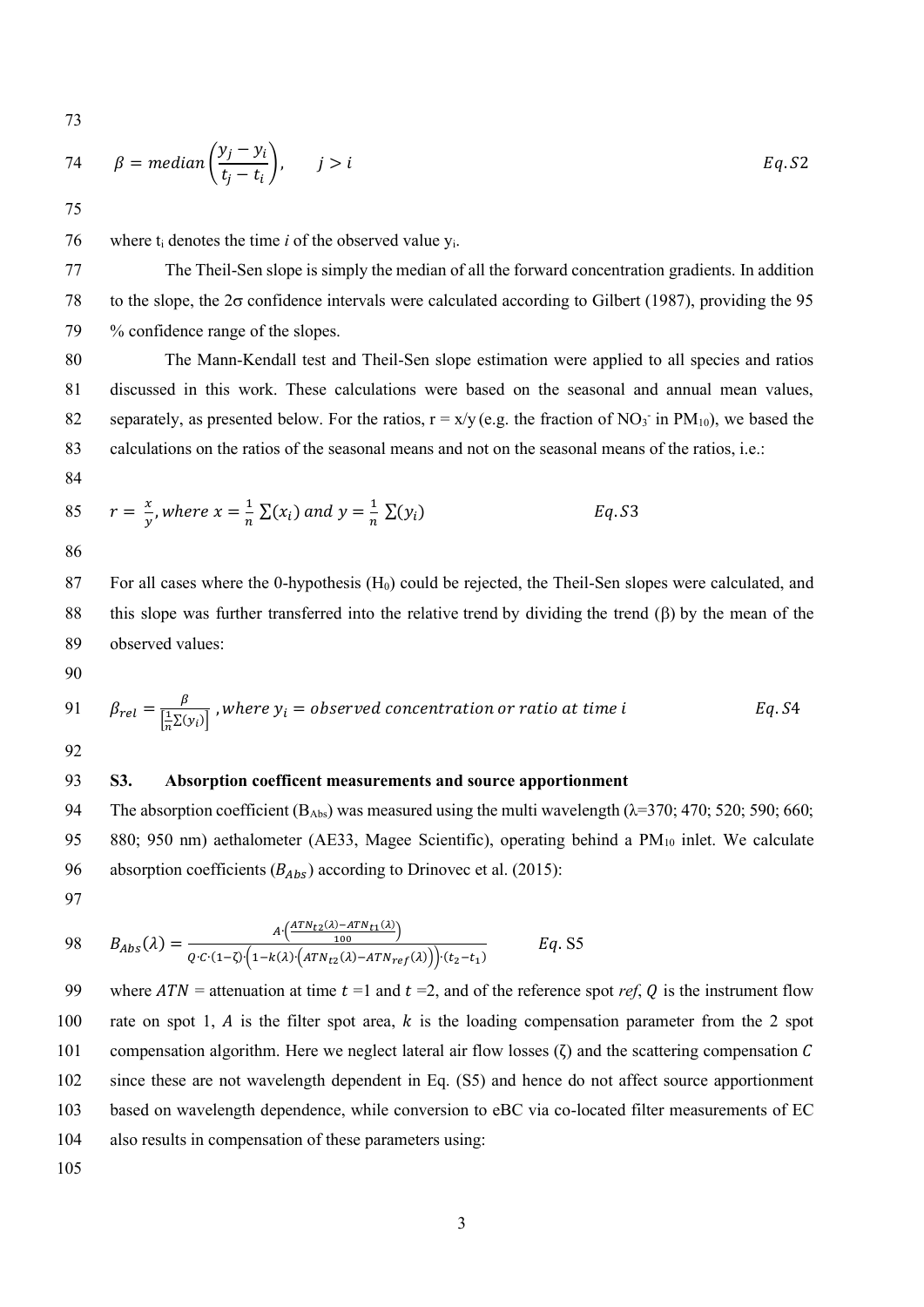$$\beta = median\left(\frac{y_j - y_i}{t_j - t_i}\right), \qquad j > i \qquad Eq. S2$$

where $t_i$ denotes the time *i* of the observed value $y_i$.

The Theil-Sen slope is simply the median of all the forward concentration gradients. In addition to the slope, the 2σ confidence intervals were calculated according to Gilbert (1987), providing the 95 % confidence range of the slopes.

The Mann-Kendall test and Theil-Sen slope estimation were applied to all species and ratios discussed in this work. These calculations were based on the seasonal and annual mean values, separately, as presented below. For the ratios, r = x/y (e.g. the fraction of $NO_3^-$ in $PM_{10}$), we based the calculations on the ratios of the seasonal means and not on the seasonal means of the ratios, i.e.:

$$r = \frac{x}{y}, where\ x = \frac{1}{n}\sum(x_i)\ and\ y = \frac{1}{n}\sum(y_i) \qquad Eq. S3$$

For all cases where the 0-hypothesis ($H_0$) could be rejected, the Theil-Sen slopes were calculated, and this slope was further transferred into the relative trend by dividing the trend (β) by the mean of the observed values:

$$\beta_{rel} = \frac{\beta}{\left[\frac{1}{n}\sum(y_i)\right]}\ , where\ y_i = observed\ concentration\ or\ ratio\ at\ time\ i \qquad Eq. S4$$

## S3. Absorption coefficent measurements and source apportionment

The absorption coefficient ($B_{Abs}$) was measured using the multi wavelength (λ=370; 470; 520; 590; 660; 880; 950 nm) aethalometer (AE33, Magee Scientific), operating behind a $PM_{10}$ inlet. We calculate absorption coefficients ($B_{Abs}$) according to Drinovec et al. (2015):

$$B_{Abs}(\lambda) = \frac{A \cdot \left(\frac{ATN_{t2}(\lambda) - ATN_{t1}(\lambda)}{100}\right)}{Q \cdot C \cdot (1-\zeta) \cdot \left(1 - k(\lambda) \cdot \left(ATN_{t2}(\lambda) - ATN_{ref}(\lambda)\right)\right) \cdot (t_2 - t_1)} \qquad Eq. S5$$

where $ATN$ = attenuation at time $t$ =1 and $t$ =2, and of the reference spot *ref*, $Q$ is the instrument flow rate on spot 1, $A$ is the filter spot area, $k$ is the loading compensation parameter from the 2 spot compensation algorithm. Here we neglect lateral air flow losses (ζ) and the scattering compensation $C$ since these are not wavelength dependent in Eq. (S5) and hence do not affect source apportionment based on wavelength dependence, while conversion to eBC via co-located filter measurements of EC also results in compensation of these parameters using: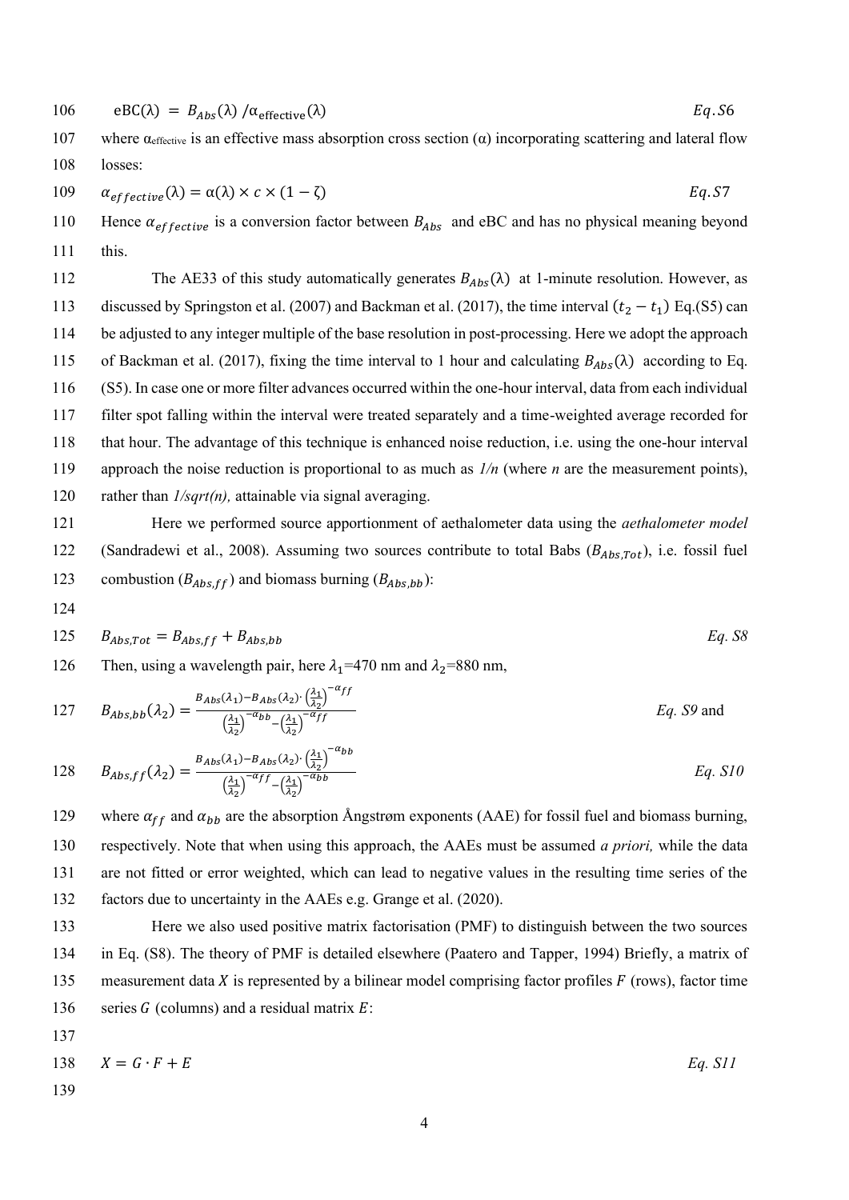$$\text{eBC}(\lambda) = B_{Abs}(\lambda) / \alpha_{\text{effective}}(\lambda) \qquad Eq.S6$$

where $\alpha_{effective}$ is an effective mass absorption cross section ($\alpha$) incorporating scattering and lateral flow losses:

$$\alpha_{effective}(\lambda) = \alpha(\lambda) \times c \times (1 - \zeta) \qquad Eq.S7$$

Hence $\alpha_{effective}$ is a conversion factor between $B_{Abs}$ and eBC and has no physical meaning beyond this.

The AE33 of this study automatically generates $B_{Abs}(\lambda)$ at 1-minute resolution. However, as discussed by Springston et al. (2007) and Backman et al. (2017), the time interval $(t_2 - t_1)$ Eq.(S5) can be adjusted to any integer multiple of the base resolution in post-processing. Here we adopt the approach of Backman et al. (2017), fixing the time interval to 1 hour and calculating $B_{Abs}(\lambda)$ according to Eq. (S5). In case one or more filter advances occurred within the one-hour interval, data from each individual filter spot falling within the interval were treated separately and a time-weighted average recorded for that hour. The advantage of this technique is enhanced noise reduction, i.e. using the one-hour interval approach the noise reduction is proportional to as much as *1/n* (where *n* are the measurement points), rather than *1/sqrt(n),* attainable via signal averaging.

Here we performed source apportionment of aethalometer data using the *aethalometer model* (Sandradewi et al., 2008). Assuming two sources contribute to total Babs ($B_{Abs,Tot}$), i.e. fossil fuel combustion ($B_{Abs,ff}$) and biomass burning ($B_{Abs,bb}$):

$$B_{Abs,Tot} = B_{Abs,ff} + B_{Abs,bb} \qquad Eq.\ S8$$

Then, using a wavelength pair, here $\lambda_1$=470 nm and $\lambda_2$=880 nm,

$$B_{Abs,bb}(\lambda_2) = \frac{B_{Abs}(\lambda_1) - B_{Abs}(\lambda_2) \cdot \left(\frac{\lambda_1}{\lambda_2}\right)^{-\alpha_{ff}}}{\left(\frac{\lambda_1}{\lambda_2}\right)^{-\alpha_{bb}} - \left(\frac{\lambda_1}{\lambda_2}\right)^{-\alpha_{ff}}} \qquad Eq.\ S9 \text{ and}$$

$$B_{Abs,ff}(\lambda_2) = \frac{B_{Abs}(\lambda_1) - B_{Abs}(\lambda_2) \cdot \left(\frac{\lambda_1}{\lambda_2}\right)^{-\alpha_{bb}}}{\left(\frac{\lambda_1}{\lambda_2}\right)^{-\alpha_{ff}} - \left(\frac{\lambda_1}{\lambda_2}\right)^{-\alpha_{bb}}} \qquad Eq.\ S10$$

where $\alpha_{ff}$ and $\alpha_{bb}$ are the absorption Ångstrøm exponents (AAE) for fossil fuel and biomass burning, respectively. Note that when using this approach, the AAEs must be assumed *a priori,* while the data are not fitted or error weighted, which can lead to negative values in the resulting time series of the factors due to uncertainty in the AAEs e.g. Grange et al. (2020).

Here we also used positive matrix factorisation (PMF) to distinguish between the two sources in Eq. (S8). The theory of PMF is detailed elsewhere (Paatero and Tapper, 1994) Briefly, a matrix of measurement data $X$ is represented by a bilinear model comprising factor profiles $F$ (rows), factor time series $G$ (columns) and a residual matrix $E$:

$$X = G \cdot F + E \qquad Eq.\ S11$$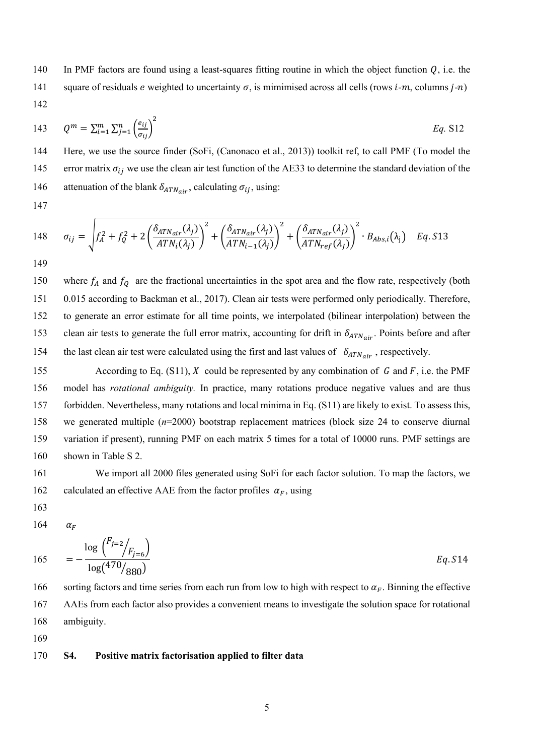In PMF factors are found using a least-squares fitting routine in which the object function $Q$, i.e. the square of residuals $e$ weighted to uncertainty $\sigma$, is mimimised across all cells (rows $i$-$m$, columns $j$-$n$)

$$Q^m = \sum_{i=1}^{m} \sum_{j=1}^{n} \left(\frac{e_{ij}}{\sigma_{ij}}\right)^2 \qquad Eq.\ S12$$

Here, we use the source finder (SoFi, (Canonaco et al., 2013)) toolkit ref, to call PMF (To model the error matrix $\sigma_{ij}$ we use the clean air test function of the AE33 to determine the standard deviation of the attenuation of the blank $\delta_{ATN_{air}}$, calculating $\sigma_{ij}$, using:

$$\sigma_{ij} = \sqrt{f_A^2 + f_Q^2 + 2\left(\frac{\delta_{ATN_{air}}(\lambda_j)}{ATN_i(\lambda_j)}\right)^2 + \left(\frac{\delta_{ATN_{air}}(\lambda_j)}{ATN_{i-1}(\lambda_j)}\right)^2 + \left(\frac{\delta_{ATN_{air}}(\lambda_j)}{ATN_{ref}(\lambda_J)}\right)^2} \cdot B_{Abs,i}(\lambda_j) \quad Eq.S13$$

where $f_A$ and $f_Q$ are the fractional uncertainties in the spot area and the flow rate, respectively (both 0.015 according to Backman et al., 2017). Clean air tests were performed only periodically. Therefore, to generate an error estimate for all time points, we interpolated (bilinear interpolation) between the clean air tests to generate the full error matrix, accounting for drift in $\delta_{ATN_{air}}$. Points before and after the last clean air test were calculated using the first and last values of $\delta_{ATN_{air}}$, respectively.

According to Eq. (S11), $X$ could be represented by any combination of $G$ and $F$, i.e. the PMF model has *rotational ambiguity.* In practice, many rotations produce negative values and are thus forbidden. Nevertheless, many rotations and local minima in Eq. (S11) are likely to exist. To assess this, we generated multiple ($n$=2000) bootstrap replacement matrices (block size 24 to conserve diurnal variation if present), running PMF on each matrix 5 times for a total of 10000 runs. PMF settings are shown in Table S 2.

We import all 2000 files generated using SoFi for each factor solution. To map the factors, we calculated an effective AAE from the factor profiles $\alpha_F$, using

$$\alpha_F = -\frac{\log\left(F_{j=2}/F_{j=6}\right)}{\log(470/880)} \qquad Eq.S14$$

sorting factors and time series from each run from low to high with respect to $\alpha_F$. Binning the effective AAEs from each factor also provides a convenient means to investigate the solution space for rotational ambiguity.

## S4. Positive matrix factorisation applied to filter data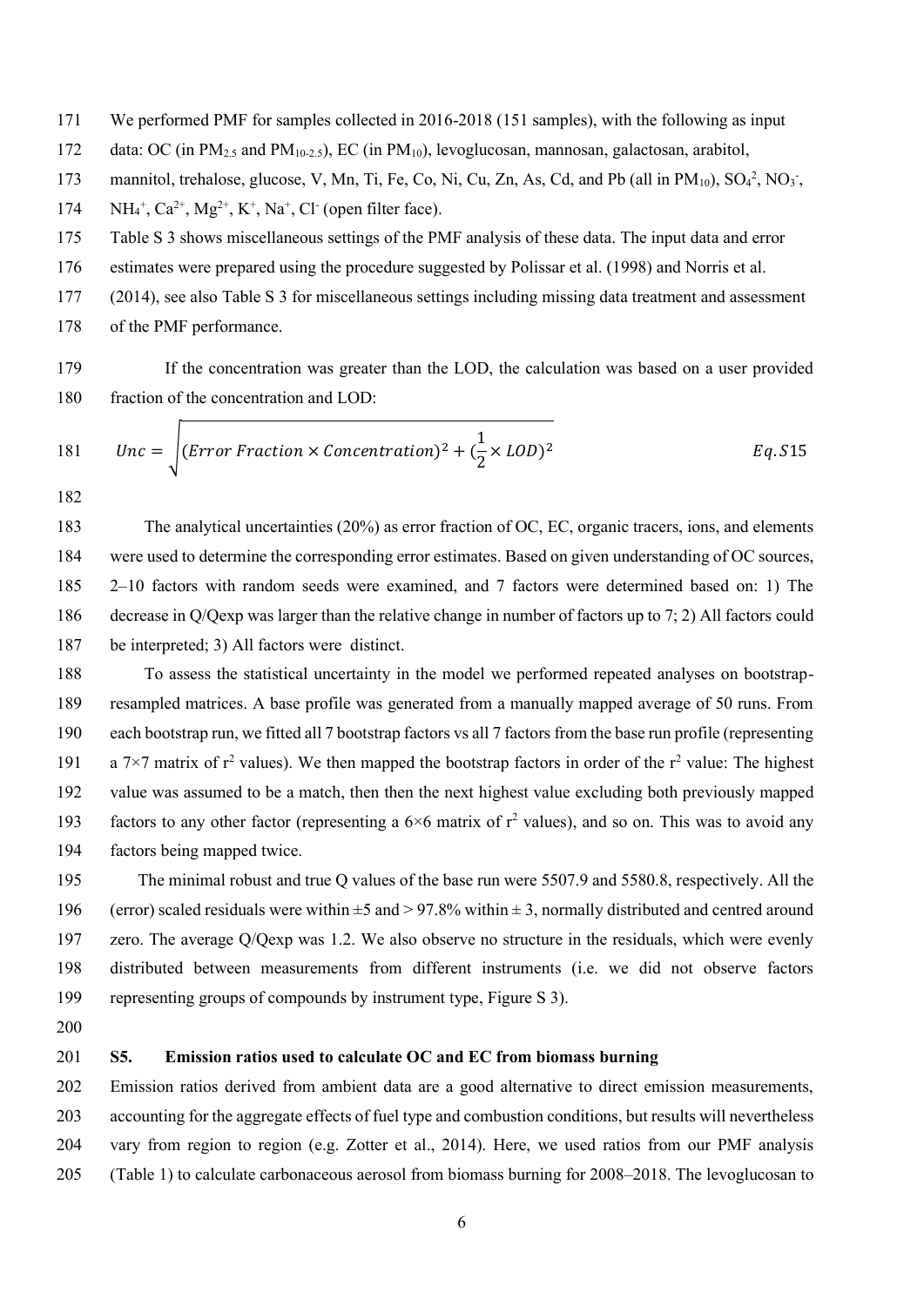We performed PMF for samples collected in 2016-2018 (151 samples), with the following as input data: OC (in $PM_{2.5}$ and $PM_{10-2.5}$), EC (in $PM_{10}$), levoglucosan, mannosan, galactosan, arabitol, mannitol, trehalose, glucose, V, Mn, Ti, Fe, Co, Ni, Cu, Zn, As, Cd, and Pb (all in $PM_{10}$), $SO_4^{2}$, $NO_3^-$, $NH_4^+$, $Ca^{2+}$, $Mg^{2+}$, $K^+$, $Na^+$, $Cl^-$ (open filter face).

Table S 3 shows miscellaneous settings of the PMF analysis of these data. The input data and error estimates were prepared using the procedure suggested by Polissar et al. (1998) and Norris et al. (2014), see also Table S 3 for miscellaneous settings including missing data treatment and assessment of the PMF performance.

If the concentration was greater than the LOD, the calculation was based on a user provided fraction of the concentration and LOD:

$$Unc = \sqrt{(Error\ Fraction \times Concentration)^2 + (\frac{1}{2} \times LOD)^2} \qquad Eq.S15$$

The analytical uncertainties (20%) as error fraction of OC, EC, organic tracers, ions, and elements were used to determine the corresponding error estimates. Based on given understanding of OC sources, 2–10 factors with random seeds were examined, and 7 factors were determined based on: 1) The decrease in Q/Qexp was larger than the relative change in number of factors up to 7; 2) All factors could be interpreted; 3) All factors were distinct.

To assess the statistical uncertainty in the model we performed repeated analyses on bootstrap-resampled matrices. A base profile was generated from a manually mapped average of 50 runs. From each bootstrap run, we fitted all 7 bootstrap factors vs all 7 factors from the base run profile (representing a 7×7 matrix of $r^2$ values). We then mapped the bootstrap factors in order of the $r^2$ value: The highest value was assumed to be a match, then then the next highest value excluding both previously mapped factors to any other factor (representing a 6×6 matrix of $r^2$ values), and so on. This was to avoid any factors being mapped twice.

The minimal robust and true Q values of the base run were 5507.9 and 5580.8, respectively. All the (error) scaled residuals were within ±5 and > 97.8% within ± 3, normally distributed and centred around zero. The average Q/Qexp was 1.2. We also observe no structure in the residuals, which were evenly distributed between measurements from different instruments (i.e. we did not observe factors representing groups of compounds by instrument type, Figure S 3).

## S5. Emission ratios used to calculate OC and EC from biomass burning

Emission ratios derived from ambient data are a good alternative to direct emission measurements, accounting for the aggregate effects of fuel type and combustion conditions, but results will nevertheless vary from region to region (e.g. Zotter et al., 2014). Here, we used ratios from our PMF analysis (Table 1) to calculate carbonaceous aerosol from biomass burning for 2008–2018. The levoglucosan to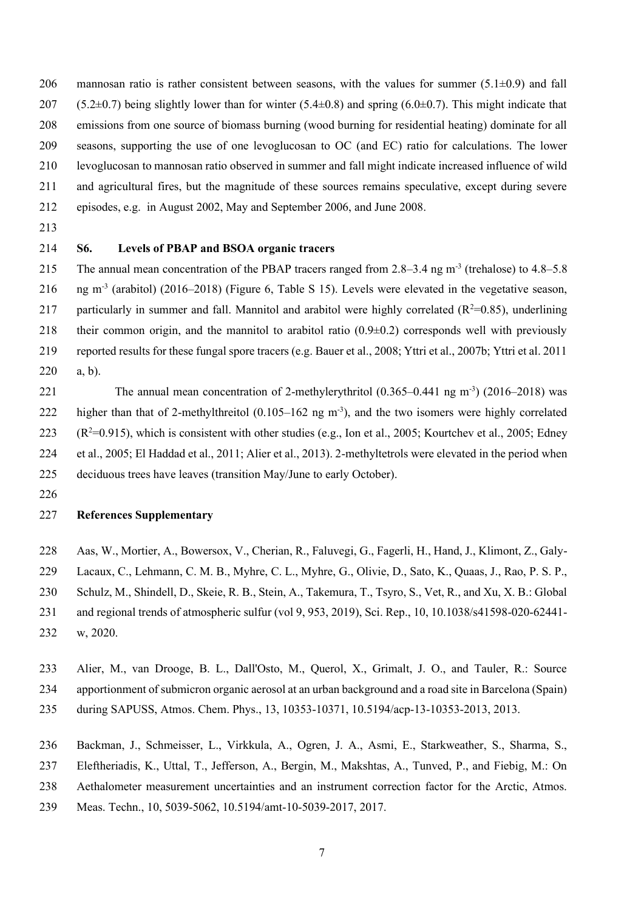mannosan ratio is rather consistent between seasons, with the values for summer (5.1±0.9) and fall (5.2±0.7) being slightly lower than for winter (5.4±0.8) and spring (6.0±0.7). This might indicate that emissions from one source of biomass burning (wood burning for residential heating) dominate for all seasons, supporting the use of one levoglucosan to OC (and EC) ratio for calculations. The lower levoglucosan to mannosan ratio observed in summer and fall might indicate increased influence of wild and agricultural fires, but the magnitude of these sources remains speculative, except during severe episodes, e.g. in August 2002, May and September 2006, and June 2008.

## S6. Levels of PBAP and BSOA organic tracers

The annual mean concentration of the PBAP tracers ranged from 2.8–3.4 ng m$^{-3}$ (trehalose) to 4.8–5.8 ng m$^{-3}$ (arabitol) (2016–2018) (Figure 6, Table S 15). Levels were elevated in the vegetative season, particularly in summer and fall. Mannitol and arabitol were highly correlated ($R^2$=0.85), underlining their common origin, and the mannitol to arabitol ratio (0.9±0.2) corresponds well with previously reported results for these fungal spore tracers (e.g. Bauer et al., 2008; Yttri et al., 2007b; Yttri et al. 2011 a, b).

The annual mean concentration of 2-methylerythritol (0.365–0.441 ng m$^{-3}$) (2016–2018) was higher than that of 2-methylthreitol (0.105–162 ng m$^{-3}$), and the two isomers were highly correlated ($R^2$=0.915), which is consistent with other studies (e.g., Ion et al., 2005; Kourtchev et al., 2005; Edney et al., 2005; El Haddad et al., 2011; Alier et al., 2013). 2-methyltetrols were elevated in the period when deciduous trees have leaves (transition May/June to early October).

## References Supplementary

Aas, W., Mortier, A., Bowersox, V., Cherian, R., Faluvegi, G., Fagerli, H., Hand, J., Klimont, Z., Galy-Lacaux, C., Lehmann, C. M. B., Myhre, C. L., Myhre, G., Olivie, D., Sato, K., Quaas, J., Rao, P. S. P., Schulz, M., Shindell, D., Skeie, R. B., Stein, A., Takemura, T., Tsyro, S., Vet, R., and Xu, X. B.: Global and regional trends of atmospheric sulfur (vol 9, 953, 2019), Sci. Rep., 10, 10.1038/s41598-020-62441-w, 2020.

Alier, M., van Drooge, B. L., Dall'Osto, M., Querol, X., Grimalt, J. O., and Tauler, R.: Source apportionment of submicron organic aerosol at an urban background and a road site in Barcelona (Spain) during SAPUSS, Atmos. Chem. Phys., 13, 10353-10371, 10.5194/acp-13-10353-2013, 2013.

Backman, J., Schmeisser, L., Virkkula, A., Ogren, J. A., Asmi, E., Starkweather, S., Sharma, S., Eleftheriadis, K., Uttal, T., Jefferson, A., Bergin, M., Makshtas, A., Tunved, P., and Fiebig, M.: On Aethalometer measurement uncertainties and an instrument correction factor for the Arctic, Atmos. Meas. Techn., 10, 5039-5062, 10.5194/amt-10-5039-2017, 2017.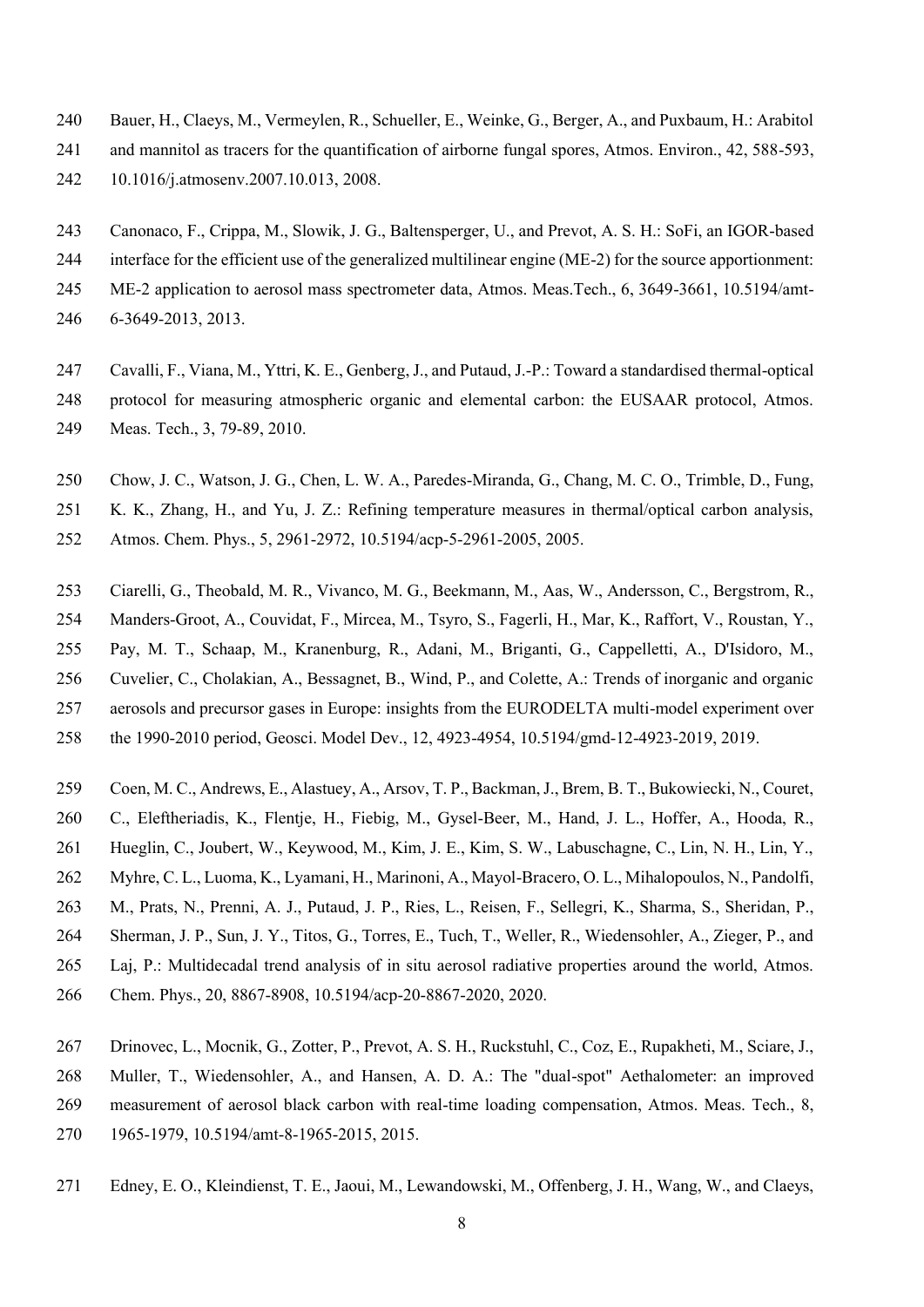Bauer, H., Claeys, M., Vermeylen, R., Schueller, E., Weinke, G., Berger, A., and Puxbaum, H.: Arabitol and mannitol as tracers for the quantification of airborne fungal spores, Atmos. Environ., 42, 588-593, 10.1016/j.atmosenv.2007.10.013, 2008.

Canonaco, F., Crippa, M., Slowik, J. G., Baltensperger, U., and Prevot, A. S. H.: SoFi, an IGOR-based interface for the efficient use of the generalized multilinear engine (ME-2) for the source apportionment: ME-2 application to aerosol mass spectrometer data, Atmos. Meas.Tech., 6, 3649-3661, 10.5194/amt-6-3649-2013, 2013.

Cavalli, F., Viana, M., Yttri, K. E., Genberg, J., and Putaud, J.-P.: Toward a standardised thermal-optical protocol for measuring atmospheric organic and elemental carbon: the EUSAAR protocol, Atmos. Meas. Tech., 3, 79-89, 2010.

Chow, J. C., Watson, J. G., Chen, L. W. A., Paredes-Miranda, G., Chang, M. C. O., Trimble, D., Fung, K. K., Zhang, H., and Yu, J. Z.: Refining temperature measures in thermal/optical carbon analysis, Atmos. Chem. Phys., 5, 2961-2972, 10.5194/acp-5-2961-2005, 2005.

Ciarelli, G., Theobald, M. R., Vivanco, M. G., Beekmann, M., Aas, W., Andersson, C., Bergstrom, R., Manders-Groot, A., Couvidat, F., Mircea, M., Tsyro, S., Fagerli, H., Mar, K., Raffort, V., Roustan, Y., Pay, M. T., Schaap, M., Kranenburg, R., Adani, M., Briganti, G., Cappelletti, A., D'Isidoro, M., Cuvelier, C., Cholakian, A., Bessagnet, B., Wind, P., and Colette, A.: Trends of inorganic and organic aerosols and precursor gases in Europe: insights from the EURODELTA multi-model experiment over the 1990-2010 period, Geosci. Model Dev., 12, 4923-4954, 10.5194/gmd-12-4923-2019, 2019.

Coen, M. C., Andrews, E., Alastuey, A., Arsov, T. P., Backman, J., Brem, B. T., Bukowiecki, N., Couret, C., Eleftheriadis, K., Flentje, H., Fiebig, M., Gysel-Beer, M., Hand, J. L., Hoffer, A., Hooda, R., Hueglin, C., Joubert, W., Keywood, M., Kim, J. E., Kim, S. W., Labuschagne, C., Lin, N. H., Lin, Y., Myhre, C. L., Luoma, K., Lyamani, H., Marinoni, A., Mayol-Bracero, O. L., Mihalopoulos, N., Pandolfi, M., Prats, N., Prenni, A. J., Putaud, J. P., Ries, L., Reisen, F., Sellegri, K., Sharma, S., Sheridan, P., Sherman, J. P., Sun, J. Y., Titos, G., Torres, E., Tuch, T., Weller, R., Wiedensohler, A., Zieger, P., and Laj, P.: Multidecadal trend analysis of in situ aerosol radiative properties around the world, Atmos. Chem. Phys., 20, 8867-8908, 10.5194/acp-20-8867-2020, 2020.

Drinovec, L., Mocnik, G., Zotter, P., Prevot, A. S. H., Ruckstuhl, C., Coz, E., Rupakheti, M., Sciare, J., Muller, T., Wiedensohler, A., and Hansen, A. D. A.: The "dual-spot" Aethalometer: an improved measurement of aerosol black carbon with real-time loading compensation, Atmos. Meas. Tech., 8, 1965-1979, 10.5194/amt-8-1965-2015, 2015.

Edney, E. O., Kleindienst, T. E., Jaoui, M., Lewandowski, M., Offenberg, J. H., Wang, W., and Claeys,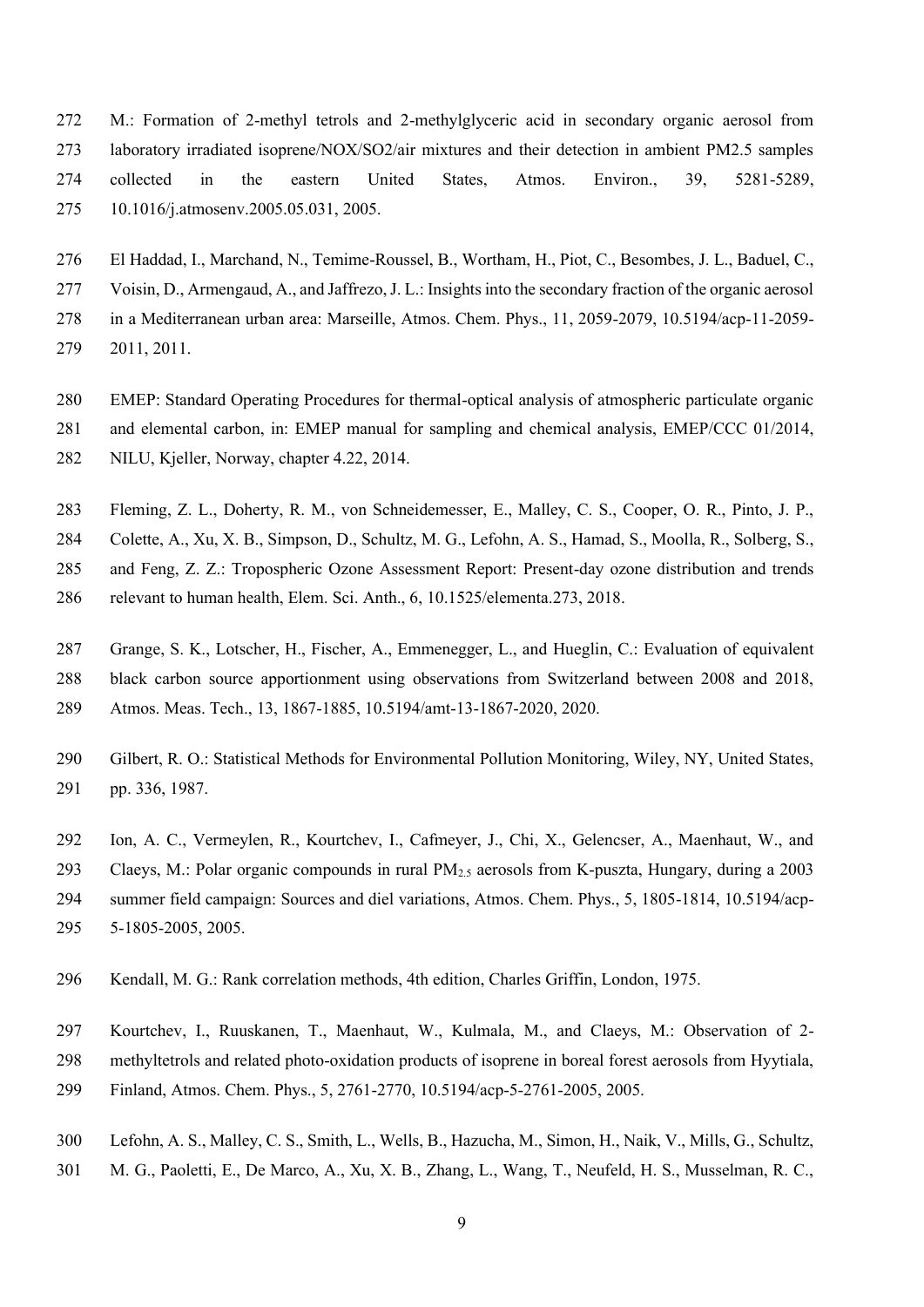M.: Formation of 2-methyl tetrols and 2-methylglyceric acid in secondary organic aerosol from laboratory irradiated isoprene/NOX/SO2/air mixtures and their detection in ambient PM2.5 samples collected in the eastern United States, Atmos. Environ., 39, 5281-5289, 10.1016/j.atmosenv.2005.05.031, 2005.

El Haddad, I., Marchand, N., Temime-Roussel, B., Wortham, H., Piot, C., Besombes, J. L., Baduel, C., Voisin, D., Armengaud, A., and Jaffrezo, J. L.: Insights into the secondary fraction of the organic aerosol in a Mediterranean urban area: Marseille, Atmos. Chem. Phys., 11, 2059-2079, 10.5194/acp-11-2059-2011, 2011.

EMEP: Standard Operating Procedures for thermal-optical analysis of atmospheric particulate organic and elemental carbon, in: EMEP manual for sampling and chemical analysis, EMEP/CCC 01/2014, NILU, Kjeller, Norway, chapter 4.22, 2014.

Fleming, Z. L., Doherty, R. M., von Schneidemesser, E., Malley, C. S., Cooper, O. R., Pinto, J. P., Colette, A., Xu, X. B., Simpson, D., Schultz, M. G., Lefohn, A. S., Hamad, S., Moolla, R., Solberg, S., and Feng, Z. Z.: Tropospheric Ozone Assessment Report: Present-day ozone distribution and trends relevant to human health, Elem. Sci. Anth., 6, 10.1525/elementa.273, 2018.

Grange, S. K., Lotscher, H., Fischer, A., Emmenegger, L., and Hueglin, C.: Evaluation of equivalent black carbon source apportionment using observations from Switzerland between 2008 and 2018, Atmos. Meas. Tech., 13, 1867-1885, 10.5194/amt-13-1867-2020, 2020.

Gilbert, R. O.: Statistical Methods for Environmental Pollution Monitoring, Wiley, NY, United States, pp. 336, 1987.

Ion, A. C., Vermeylen, R., Kourtchev, I., Cafmeyer, J., Chi, X., Gelencser, A., Maenhaut, W., and Claeys, M.: Polar organic compounds in rural $PM_{2.5}$ aerosols from K-puszta, Hungary, during a 2003 summer field campaign: Sources and diel variations, Atmos. Chem. Phys., 5, 1805-1814, 10.5194/acp-5-1805-2005, 2005.

Kendall, M. G.: Rank correlation methods, 4th edition, Charles Griffin, London, 1975.

Kourtchev, I., Ruuskanen, T., Maenhaut, W., Kulmala, M., and Claeys, M.: Observation of 2-methyltetrols and related photo-oxidation products of isoprene in boreal forest aerosols from Hyytiala, Finland, Atmos. Chem. Phys., 5, 2761-2770, 10.5194/acp-5-2761-2005, 2005.

Lefohn, A. S., Malley, C. S., Smith, L., Wells, B., Hazucha, M., Simon, H., Naik, V., Mills, G., Schultz, M. G., Paoletti, E., De Marco, A., Xu, X. B., Zhang, L., Wang, T., Neufeld, H. S., Musselman, R. C.,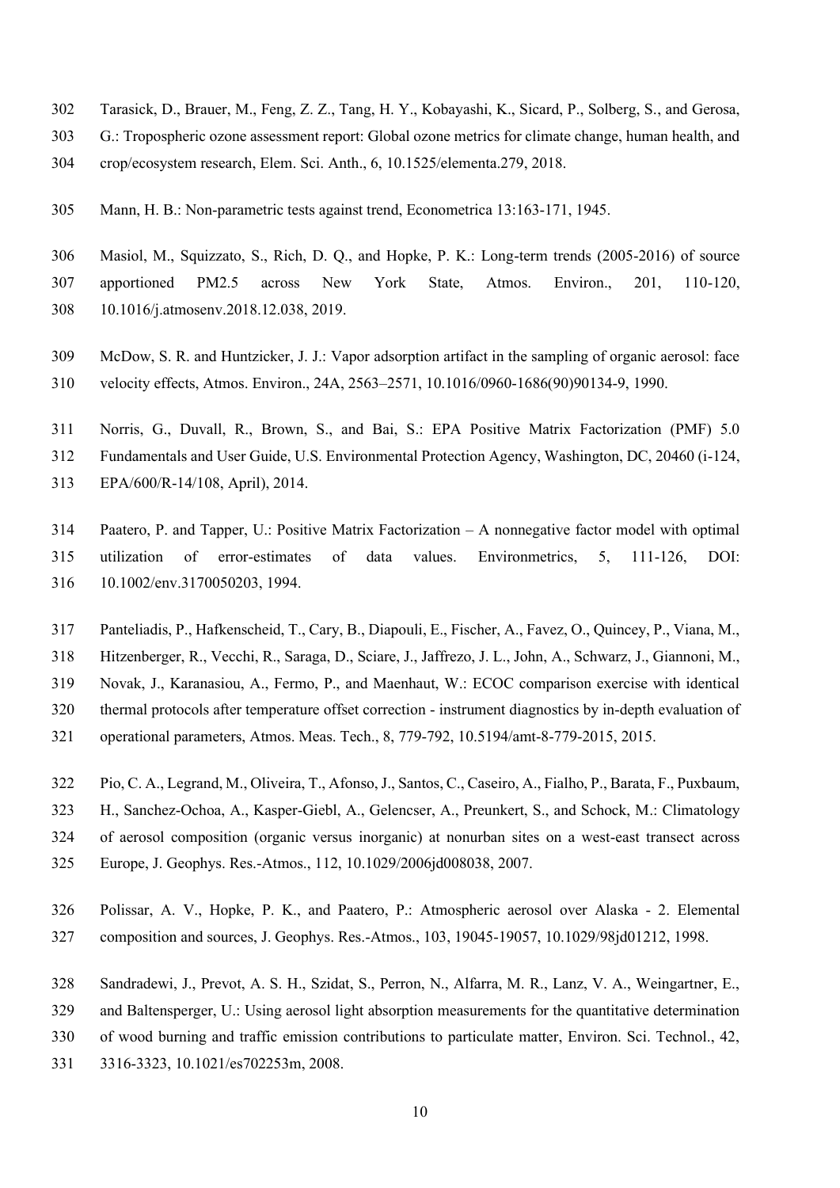Tarasick, D., Brauer, M., Feng, Z. Z., Tang, H. Y., Kobayashi, K., Sicard, P., Solberg, S., and Gerosa, G.: Tropospheric ozone assessment report: Global ozone metrics for climate change, human health, and crop/ecosystem research, Elem. Sci. Anth., 6, 10.1525/elementa.279, 2018.

Mann, H. B.: Non-parametric tests against trend, Econometrica 13:163-171, 1945.

Masiol, M., Squizzato, S., Rich, D. Q., and Hopke, P. K.: Long-term trends (2005-2016) of source apportioned PM2.5 across New York State, Atmos. Environ., 201, 110-120, 10.1016/j.atmosenv.2018.12.038, 2019.

McDow, S. R. and Huntzicker, J. J.: Vapor adsorption artifact in the sampling of organic aerosol: face velocity effects, Atmos. Environ., 24A, 2563–2571, 10.1016/0960-1686(90)90134-9, 1990.

Norris, G., Duvall, R., Brown, S., and Bai, S.: EPA Positive Matrix Factorization (PMF) 5.0 Fundamentals and User Guide, U.S. Environmental Protection Agency, Washington, DC, 20460 (i-124, EPA/600/R-14/108, April), 2014.

Paatero, P. and Tapper, U.: Positive Matrix Factorization – A nonnegative factor model with optimal utilization of error-estimates of data values. Environmetrics, 5, 111-126, DOI: 10.1002/env.3170050203, 1994.

Panteliadis, P., Hafkenscheid, T., Cary, B., Diapouli, E., Fischer, A., Favez, O., Quincey, P., Viana, M., Hitzenberger, R., Vecchi, R., Saraga, D., Sciare, J., Jaffrezo, J. L., John, A., Schwarz, J., Giannoni, M., Novak, J., Karanasiou, A., Fermo, P., and Maenhaut, W.: ECOC comparison exercise with identical thermal protocols after temperature offset correction - instrument diagnostics by in-depth evaluation of operational parameters, Atmos. Meas. Tech., 8, 779-792, 10.5194/amt-8-779-2015, 2015.

Pio, C. A., Legrand, M., Oliveira, T., Afonso, J., Santos, C., Caseiro, A., Fialho, P., Barata, F., Puxbaum, H., Sanchez-Ochoa, A., Kasper-Giebl, A., Gelencser, A., Preunkert, S., and Schock, M.: Climatology of aerosol composition (organic versus inorganic) at nonurban sites on a west-east transect across Europe, J. Geophys. Res.-Atmos., 112, 10.1029/2006jd008038, 2007.

Polissar, A. V., Hopke, P. K., and Paatero, P.: Atmospheric aerosol over Alaska - 2. Elemental composition and sources, J. Geophys. Res.-Atmos., 103, 19045-19057, 10.1029/98jd01212, 1998.

Sandradewi, J., Prevot, A. S. H., Szidat, S., Perron, N., Alfarra, M. R., Lanz, V. A., Weingartner, E., and Baltensperger, U.: Using aerosol light absorption measurements for the quantitative determination of wood burning and traffic emission contributions to particulate matter, Environ. Sci. Technol., 42, 3316-3323, 10.1021/es702253m, 2008.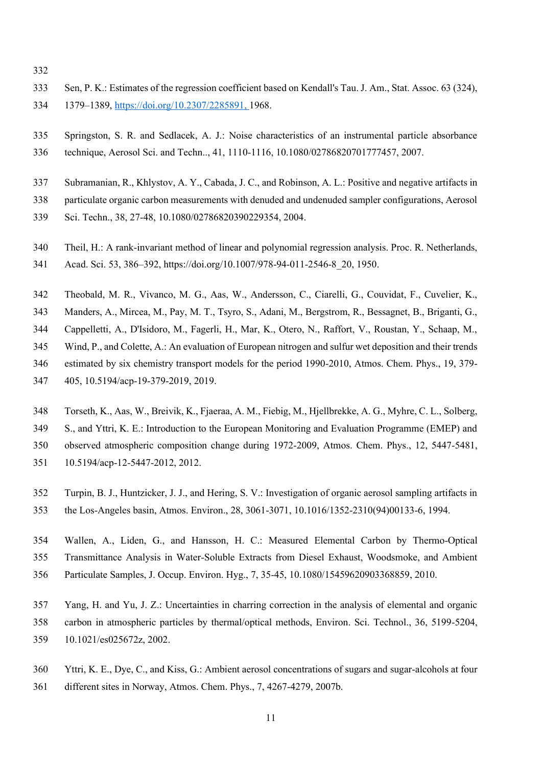Sen, P. K.: Estimates of the regression coefficient based on Kendall's Tau. J. Am., Stat. Assoc. 63 (324), 1379–1389, https://doi.org/10.2307/2285891, 1968.

Springston, S. R. and Sedlacek, A. J.: Noise characteristics of an instrumental particle absorbance technique, Aerosol Sci. and Techn.., 41, 1110-1116, 10.1080/02786820701777457, 2007.

Subramanian, R., Khlystov, A. Y., Cabada, J. C., and Robinson, A. L.: Positive and negative artifacts in particulate organic carbon measurements with denuded and undenuded sampler configurations, Aerosol Sci. Techn., 38, 27-48, 10.1080/02786820390229354, 2004.

Theil, H.: A rank-invariant method of linear and polynomial regression analysis. Proc. R. Netherlands, Acad. Sci. 53, 386–392, https://doi.org/10.1007/978-94-011-2546-8_20, 1950.

Theobald, M. R., Vivanco, M. G., Aas, W., Andersson, C., Ciarelli, G., Couvidat, F., Cuvelier, K., Manders, A., Mircea, M., Pay, M. T., Tsyro, S., Adani, M., Bergstrom, R., Bessagnet, B., Briganti, G., Cappelletti, A., D'Isidoro, M., Fagerli, H., Mar, K., Otero, N., Raffort, V., Roustan, Y., Schaap, M., Wind, P., and Colette, A.: An evaluation of European nitrogen and sulfur wet deposition and their trends estimated by six chemistry transport models for the period 1990-2010, Atmos. Chem. Phys., 19, 379-405, 10.5194/acp-19-379-2019, 2019.

Torseth, K., Aas, W., Breivik, K., Fjaeraa, A. M., Fiebig, M., Hjellbrekke, A. G., Myhre, C. L., Solberg, S., and Yttri, K. E.: Introduction to the European Monitoring and Evaluation Programme (EMEP) and observed atmospheric composition change during 1972-2009, Atmos. Chem. Phys., 12, 5447-5481, 10.5194/acp-12-5447-2012, 2012.

Turpin, B. J., Huntzicker, J. J., and Hering, S. V.: Investigation of organic aerosol sampling artifacts in the Los-Angeles basin, Atmos. Environ., 28, 3061-3071, 10.1016/1352-2310(94)00133-6, 1994.

Wallen, A., Liden, G., and Hansson, H. C.: Measured Elemental Carbon by Thermo-Optical Transmittance Analysis in Water-Soluble Extracts from Diesel Exhaust, Woodsmoke, and Ambient Particulate Samples, J. Occup. Environ. Hyg., 7, 35-45, 10.1080/15459620903368859, 2010.

Yang, H. and Yu, J. Z.: Uncertainties in charring correction in the analysis of elemental and organic carbon in atmospheric particles by thermal/optical methods, Environ. Sci. Technol., 36, 5199-5204, 10.1021/es025672z, 2002.

Yttri, K. E., Dye, C., and Kiss, G.: Ambient aerosol concentrations of sugars and sugar-alcohols at four different sites in Norway, Atmos. Chem. Phys., 7, 4267-4279, 2007b.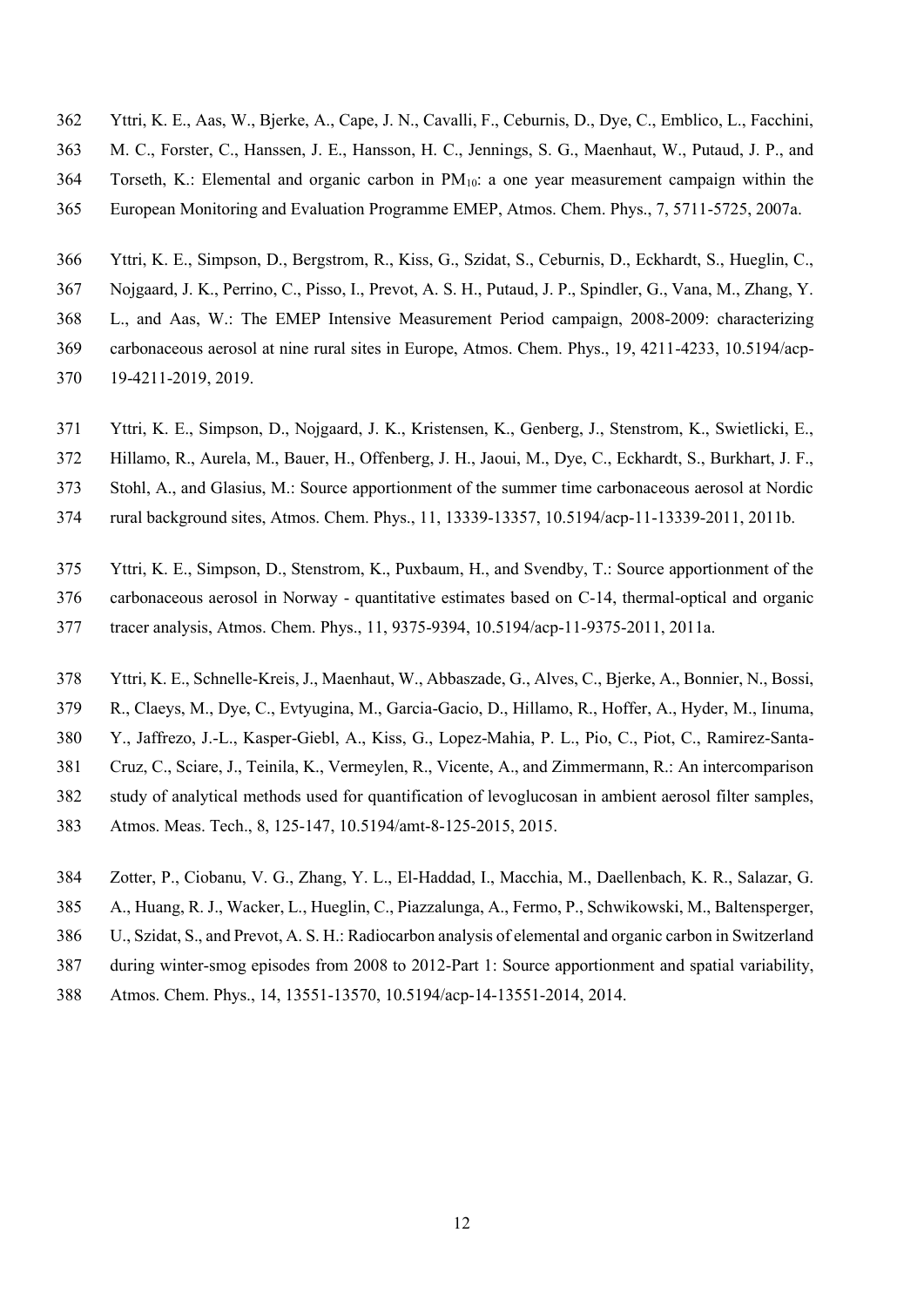Yttri, K. E., Aas, W., Bjerke, A., Cape, J. N., Cavalli, F., Ceburnis, D., Dye, C., Emblico, L., Facchini, M. C., Forster, C., Hanssen, J. E., Hansson, H. C., Jennings, S. G., Maenhaut, W., Putaud, J. P., and Torseth, K.: Elemental and organic carbon in $PM_{10}$: a one year measurement campaign within the European Monitoring and Evaluation Programme EMEP, Atmos. Chem. Phys., 7, 5711-5725, 2007a.

Yttri, K. E., Simpson, D., Bergstrom, R., Kiss, G., Szidat, S., Ceburnis, D., Eckhardt, S., Hueglin, C., Nojgaard, J. K., Perrino, C., Pisso, I., Prevot, A. S. H., Putaud, J. P., Spindler, G., Vana, M., Zhang, Y. L., and Aas, W.: The EMEP Intensive Measurement Period campaign, 2008-2009: characterizing carbonaceous aerosol at nine rural sites in Europe, Atmos. Chem. Phys., 19, 4211-4233, 10.5194/acp-19-4211-2019, 2019.

Yttri, K. E., Simpson, D., Nojgaard, J. K., Kristensen, K., Genberg, J., Stenstrom, K., Swietlicki, E., Hillamo, R., Aurela, M., Bauer, H., Offenberg, J. H., Jaoui, M., Dye, C., Eckhardt, S., Burkhart, J. F., Stohl, A., and Glasius, M.: Source apportionment of the summer time carbonaceous aerosol at Nordic rural background sites, Atmos. Chem. Phys., 11, 13339-13357, 10.5194/acp-11-13339-2011, 2011b.

Yttri, K. E., Simpson, D., Stenstrom, K., Puxbaum, H., and Svendby, T.: Source apportionment of the carbonaceous aerosol in Norway - quantitative estimates based on C-14, thermal-optical and organic tracer analysis, Atmos. Chem. Phys., 11, 9375-9394, 10.5194/acp-11-9375-2011, 2011a.

Yttri, K. E., Schnelle-Kreis, J., Maenhaut, W., Abbaszade, G., Alves, C., Bjerke, A., Bonnier, N., Bossi, R., Claeys, M., Dye, C., Evtyugina, M., Garcia-Gacio, D., Hillamo, R., Hoffer, A., Hyder, M., Iinuma, Y., Jaffrezo, J.-L., Kasper-Giebl, A., Kiss, G., Lopez-Mahia, P. L., Pio, C., Piot, C., Ramirez-Santa-Cruz, C., Sciare, J., Teinila, K., Vermeylen, R., Vicente, A., and Zimmermann, R.: An intercomparison study of analytical methods used for quantification of levoglucosan in ambient aerosol filter samples, Atmos. Meas. Tech., 8, 125-147, 10.5194/amt-8-125-2015, 2015.

Zotter, P., Ciobanu, V. G., Zhang, Y. L., El-Haddad, I., Macchia, M., Daellenbach, K. R., Salazar, G. A., Huang, R. J., Wacker, L., Hueglin, C., Piazzalunga, A., Fermo, P., Schwikowski, M., Baltensperger, U., Szidat, S., and Prevot, A. S. H.: Radiocarbon analysis of elemental and organic carbon in Switzerland during winter-smog episodes from 2008 to 2012-Part 1: Source apportionment and spatial variability, Atmos. Chem. Phys., 14, 13551-13570, 10.5194/acp-14-13551-2014, 2014.